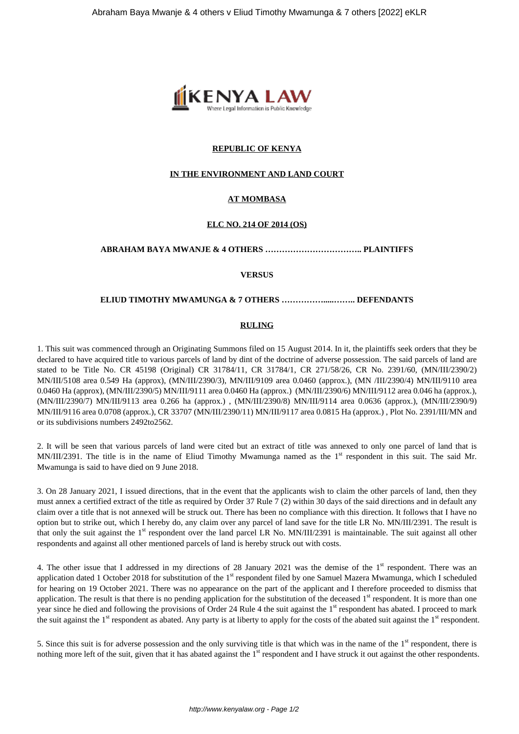**REPUBLIC OF KENYA**

**IN THE ENVIRONMENT AND LAND COURT**

**AT MOMBASA**

**ELC NO. 214 OF 2014 (OS)**

**ABRAHAM BAYA MWANJE & 4 OTHERS …………………………….. PLAINTIFFS**

**VERSUS**

**ELIUD TIMOTHY MWAMUNGA & 7 OTHERS ……………......…….. DEFENDANTS**

**RULING**

1. This suit was commenced through an Originating Summons filed on 15 August 2014. In it, the plaintiffs seek orders that they be declared to have acquired title to various parcels of land by dint of the doctrine of adverse possession. The said parcels of land are stated to be Title No. CR 45198 (Original) CR 31784/11, CR 31784/1, CR 271/58/26, CR No. 2391/60, (MN/III/2390/2) MN/III/5108 area 0.549 Ha (approx), (MN/III/2390/3), MN/III/9109 area 0.0460 (approx.), (MN /III/2390/4) MN/III/9110 area 0.0460 Ha (approx), (MN/III/2390/5) MN/III/9111 area 0.0460 Ha (approx.) (MN/III/2390/6) MN/III/9112 area 0.046 ha (approx.), (MN/III/2390/7) MN/III/9113 area 0.266 ha (approx.) , (MN/III/2390/8) MN/III/9114 area 0.0636 (approx.), (MN/III/2390/9) MN/III/9116 area 0.0708 (approx.), CR 33707 (MN/III/2390/11) MN/III/9117 area 0.0815 Ha (approx.) , Plot No. 2391/III/MN and or its subdivisions numbers 2492to2562.

2. It will be seen that various parcels of land were cited but an extract of title was annexed to only one parcel of land that is MN/III/2391. The title is in the name of Eliud Timothy Mwamunga named as the 1st respondent in this suit. The said Mr. Mwamunga is said to have died on 9 June 2018.

3. On 28 January 2021, I issued directions, that in the event that the applicants wish to claim the other parcels of land, then they must annex a certified extract of the title as required by Order 37 Rule 7 (2) within 30 days of the said directions and in default any claim over a title that is not annexed will be struck out. There has been no compliance with this direction. It follows that I have no option but to strike out, which I hereby do, any claim over any parcel of land save for the title LR No. MN/III/2391. The result is that only the suit against the 1st respondent over the land parcel LR No. MN/III/2391 is maintainable. The suit against all other respondents and against all other mentioned parcels of land is hereby struck out with costs.

4. The other issue that I addressed in my directions of 28 January 2021 was the demise of the 1st respondent. There was an application dated 1 October 2018 for substitution of the 1st respondent filed by one Samuel Mazera Mwamunga, which I scheduled for hearing on 19 October 2021. There was no appearance on the part of the applicant and I therefore proceeded to dismiss that application. The result is that there is no pending application for the substitution of the deceased 1st respondent. It is more than one year since he died and following the provisions of Order 24 Rule 4 the suit against the 1st respondent has abated. I proceed to mark the suit against the 1st respondent as abated. Any party is at liberty to apply for the costs of the abated suit against the 1st respondent.

5. Since this suit is for adverse possession and the only surviving title is that which was in the name of the 1st respondent, there is nothing more left of the suit, given that it has abated against the 1st respondent and I have struck it out against the other respondents.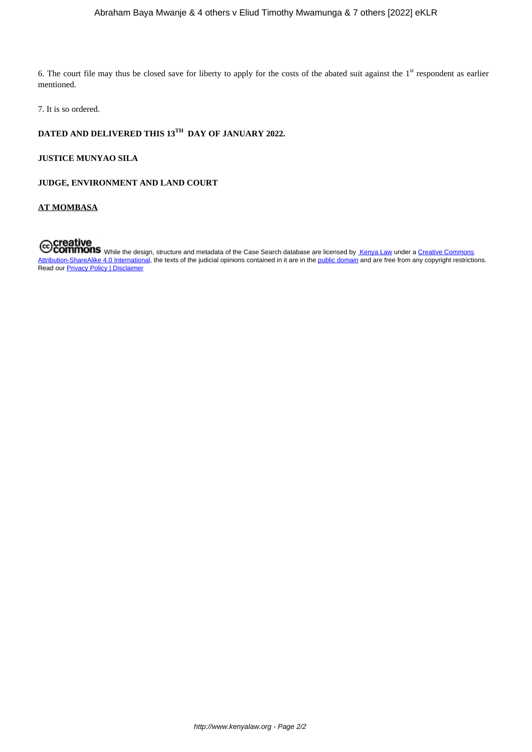6. The court file may thus be closed save for liberty to apply for the costs of the abated suit against the 1st respondent as earlier mentioned.

7. It is so ordered.

**DATED AND DELIVERED THIS 13TH DAY OF JANUARY 2022.**

**JUSTICE MUNYAO SILA**

**JUDGE, ENVIRONMENT AND LAND COURT**

**AT MOMBASA**

While the design, structure and metadata of the Case Search database are licensed by Kenya Law under a Creative Commons Attribution-ShareAlike 4.0 International, the texts of the judicial opinions contained in it are in the public domain and are free from any copyright restrictions. Read our Privacy Policy | Disclaimer